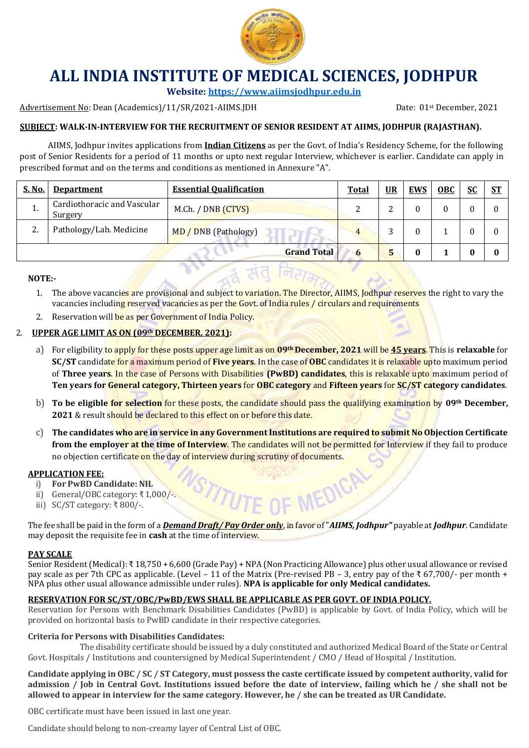# ALL INDIA INSTITUTE OF MEDICAL SCIENCES, JODHPUR

**Website: https://www.aiimsjodhpur.edu.in**

Advertisement No: Dean (Academics)/11/SR/2021-AIIMS.JDH Date: 01st December, 2021

**SUBJECT: WALK-IN-INTERVIEW FOR THE RECRUITMENT OF SENIOR RESIDENT AT AIIMS, JODHPUR (RAJASTHAN).**

AIIMS, Jodhpur invites applications from **Indian Citizens** as per the Govt. of India's Residency Scheme, for the following post of Senior Residents for a period of 11 months or upto next regular Interview, whichever is earlier. Candidate can apply in prescribed format and on the terms and conditions as mentioned in Annexure "A".

| S. No. | Department | Essential Qualification | Total | UR | EWS | OBC | SC | ST |
|---|---|---|---|---|---|---|---|---|
| 1. | Cardiothoracic and Vascular Surgery | M.Ch. / DNB (CTVS) | 2 | 2 | 0 | 0 | 0 | 0 |
| 2. | Pathology/Lab. Medicine | MD / DNB (Pathology) | 4 | 3 | 0 | 1 | 0 | 0 |
| | | **Grand Total** | **6** | **5** | **0** | **1** | **0** | **0** |

**NOTE:-**

1. The above vacancies are provisional and subject to variation. The Director, AIIMS, Jodhpur reserves the right to vary the vacancies including reserved vacancies as per the Govt. of India rules / circulars and requirements
2. Reservation will be as per Government of India Policy.

2. **UPPER AGE LIMIT AS ON (09th DECEMBER, 2021):**

   a) For eligibility to apply for these posts upper age limit as on **09th December, 2021** will be **45 years**. This is **relaxable** for **SC/ST** candidate for a maximum period of **Five years**. In the case of **OBC** candidates it is relaxable upto maximum period of **Three years**. In the case of Persons with Disabilities **(PwBD) candidates**, this is relaxable upto maximum period of **Ten years for General category, Thirteen years** for **OBC category** and **Fifteen years** for **SC/ST category candidates**.

   b) **To be eligible for selection** for these posts, the candidate should pass the qualifying examination by **09th December, 2021** & result should be declared to this effect on or before this date.

   c) **The candidates who are in service in any Government Institutions are required to submit No Objection Certificate from the employer at the time of Interview**. The candidates will not be permitted for Interview if they fail to produce no objection certificate on the day of interview during scrutiny of documents.

**APPLICATION FEE:**

i) **For PwBD Candidate: NIL**
ii) General/OBC category: ₹ 1,000/-.
iii) SC/ST category: ₹ 800/-.

The fee shall be paid in the form of a ***Demand Draft/ Pay Order only***, in favor of ***"AIIMS, Jodhpur"*** payable at ***Jodhpur***. Candidate may deposit the requisite fee in **cash** at the time of interview.

**PAY SCALE**

Senior Resident (Medical): ₹ 18,750 + 6,600 (Grade Pay) + NPA (Non Practicing Allowance) plus other usual allowance or revised pay scale as per 7th CPC as applicable. (Level – 11 of the Matrix (Pre-revised PB – 3, entry pay of the ₹ 67,700/- per month + NPA plus other usual allowance admissible under rules). **NPA is applicable for only Medical candidates.**

**RESERVATION FOR SC/ST/OBC/PwBD/EWS SHALL BE APPLICABLE AS PER GOVT. OF INDIA POLICY.**

Reservation for Persons with Benchmark Disabilities Candidates (PwBD) is applicable by Govt. of India Policy, which will be provided on horizontal basis to PwBD candidate in their respective categories.

**Criteria for Persons with Disabilities Candidates:**

The disability certificate should be issued by a duly constituted and authorized Medical Board of the State or Central Govt. Hospitals / Institutions and countersigned by Medical Superintendent / CMO / Head of Hospital / Institution.

**Candidate applying in OBC / SC / ST Category, must possess the caste certificate issued by competent authority, valid for admission / Job in Central Govt. Institutions issued before the date of interview, failing which he / she shall not be allowed to appear in interview for the same category. However, he / she can be treated as UR Candidate.**

OBC certificate must have been issued in last one year.

Candidate should belong to non-creamy layer of Central List of OBC.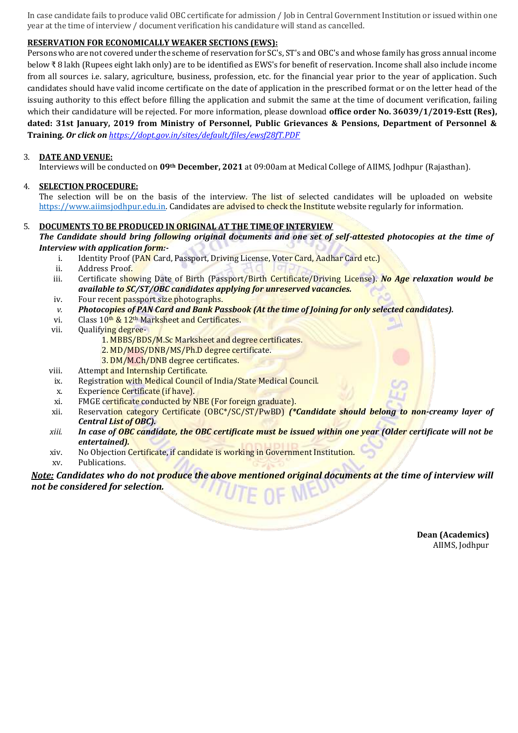In case candidate fails to produce valid OBC certificate for admission / Job in Central Government Institution or issued within one year at the time of interview / document verification his candidature will stand as cancelled.

**RESERVATION FOR ECONOMICALLY WEAKER SECTIONS (EWS):**

Persons who are not covered under the scheme of reservation for SC's, ST's and OBC's and whose family has gross annual income below ₹ 8 lakh (Rupees eight lakh only) are to be identified as EWS's for benefit of reservation. Income shall also include income from all sources i.e. salary, agriculture, business, profession, etc. for the financial year prior to the year of application. Such candidates should have valid income certificate on the date of application in the prescribed format or on the letter head of the issuing authority to this effect before filling the application and submit the same at the time of document verification, failing which their candidature will be rejected. For more information, please download **office order No. 36039/1/2019-Estt (Res), dated: 31st January, 2019 from Ministry of Personnel, Public Grievances & Pensions, Department of Personnel & Training.** ***Or click on*** *https://dopt.gov.in/sites/default/files/ewsf28fT.PDF*

3. **DATE AND VENUE:**

   Interviews will be conducted on **09th December, 2021** at 09:00am at Medical College of AIIMS, Jodhpur (Rajasthan).

4. **SELECTION PROCEDURE:**

   The selection will be on the basis of the interview. The list of selected candidates will be uploaded on website https://www.aiimsjodhpur.edu.in. Candidates are advised to check the Institute website regularly for information.

5. **DOCUMENTS TO BE PRODUCED IN ORIGINAL AT THE TIME OF INTERVIEW**

   ***The Candidate should bring following original documents and one set of self-attested photocopies at the time of Interview with application form:-***

   i. Identity Proof (PAN Card, Passport, Driving License, Voter Card, Aadhar Card etc.)
   ii. Address Proof.
   iii. Certificate showing Date of Birth (Passport/Birth Certificate/Driving License). ***No Age relaxation would be available to SC/ST/OBC candidates applying for unreserved vacancies.***
   iv. Four recent passport size photographs.
   *v.* ***Photocopies of PAN Card and Bank Passbook (At the time of Joining for only selected candidates).***
   vi. Class 10th & 12th Marksheet and Certificates.
   vii. Qualifying degree-
      1. MBBS/BDS/M.Sc Marksheet and degree certificates.
      2. MD/MDS/DNB/MS/Ph.D degree certificate.
      3. DM/M.Ch/DNB degree certificates.
   viii. Attempt and Internship Certificate.
   ix. Registration with Medical Council of India/State Medical Council.
   x. Experience Certificate (if have).
   xi. FMGE certificate conducted by NBE (For foreign graduate).
   xii. Reservation category Certificate (OBC*/SC/ST/PwBD) ***(*Candidate should belong to non-creamy layer of Central List of OBC).***
   *xiii.* ***In case of OBC candidate, the OBC certificate must be issued within one year (Older certificate will not be entertained).***
   xiv. No Objection Certificate, if candidate is working in Government Institution.
   xv. Publications.

***Note: Candidates who do not produce the above mentioned original documents at the time of interview will not be considered for selection.***

**Dean (Academics)**
AIIMS, Jodhpur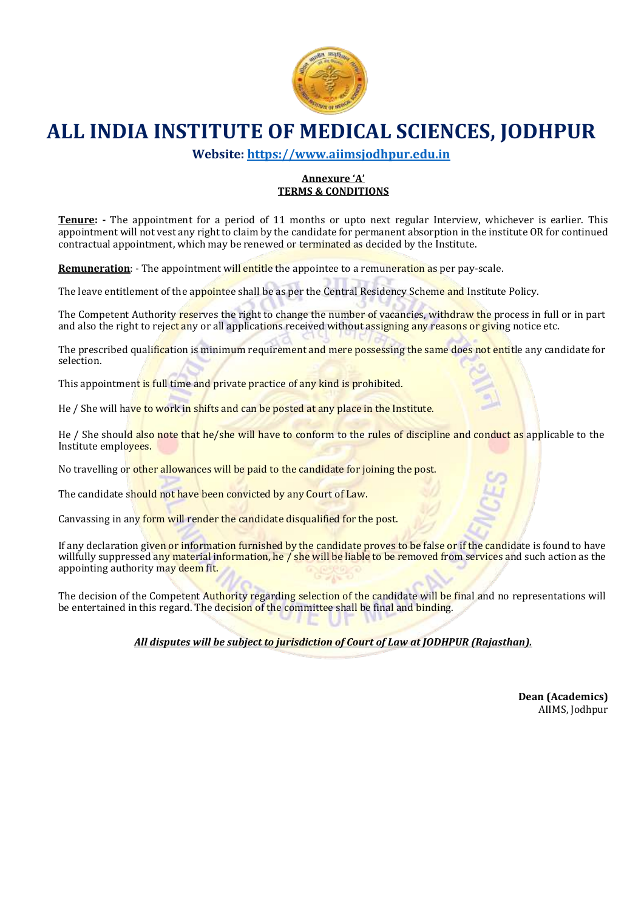# ALL INDIA INSTITUTE OF MEDICAL SCIENCES, JODHPUR

**Website: https://www.aiimsjodhpur.edu.in**

**Annexure 'A'**
**TERMS & CONDITIONS**

**Tenure: -** The appointment for a period of 11 months or upto next regular Interview, whichever is earlier. This appointment will not vest any right to claim by the candidate for permanent absorption in the institute OR for continued contractual appointment, which may be renewed or terminated as decided by the Institute.

**Remuneration**: - The appointment will entitle the appointee to a remuneration as per pay-scale.

The leave entitlement of the appointee shall be as per the Central Residency Scheme and Institute Policy.

The Competent Authority reserves the right to change the number of vacancies, withdraw the process in full or in part and also the right to reject any or all applications received without assigning any reasons or giving notice etc.

The prescribed qualification is minimum requirement and mere possessing the same does not entitle any candidate for selection.

This appointment is full time and private practice of any kind is prohibited.

He / She will have to work in shifts and can be posted at any place in the Institute.

He / She should also note that he/she will have to conform to the rules of discipline and conduct as applicable to the Institute employees.

No travelling or other allowances will be paid to the candidate for joining the post.

The candidate should not have been convicted by any Court of Law.

Canvassing in any form will render the candidate disqualified for the post.

If any declaration given or information furnished by the candidate proves to be false or if the candidate is found to have willfully suppressed any material information, he / she will be liable to be removed from services and such action as the appointing authority may deem fit.

The decision of the Competent Authority regarding selection of the candidate will be final and no representations will be entertained in this regard. The decision of the committee shall be final and binding.

***All disputes will be subject to jurisdiction of Court of Law at JODHPUR (Rajasthan).***

**Dean (Academics)**
AIIMS, Jodhpur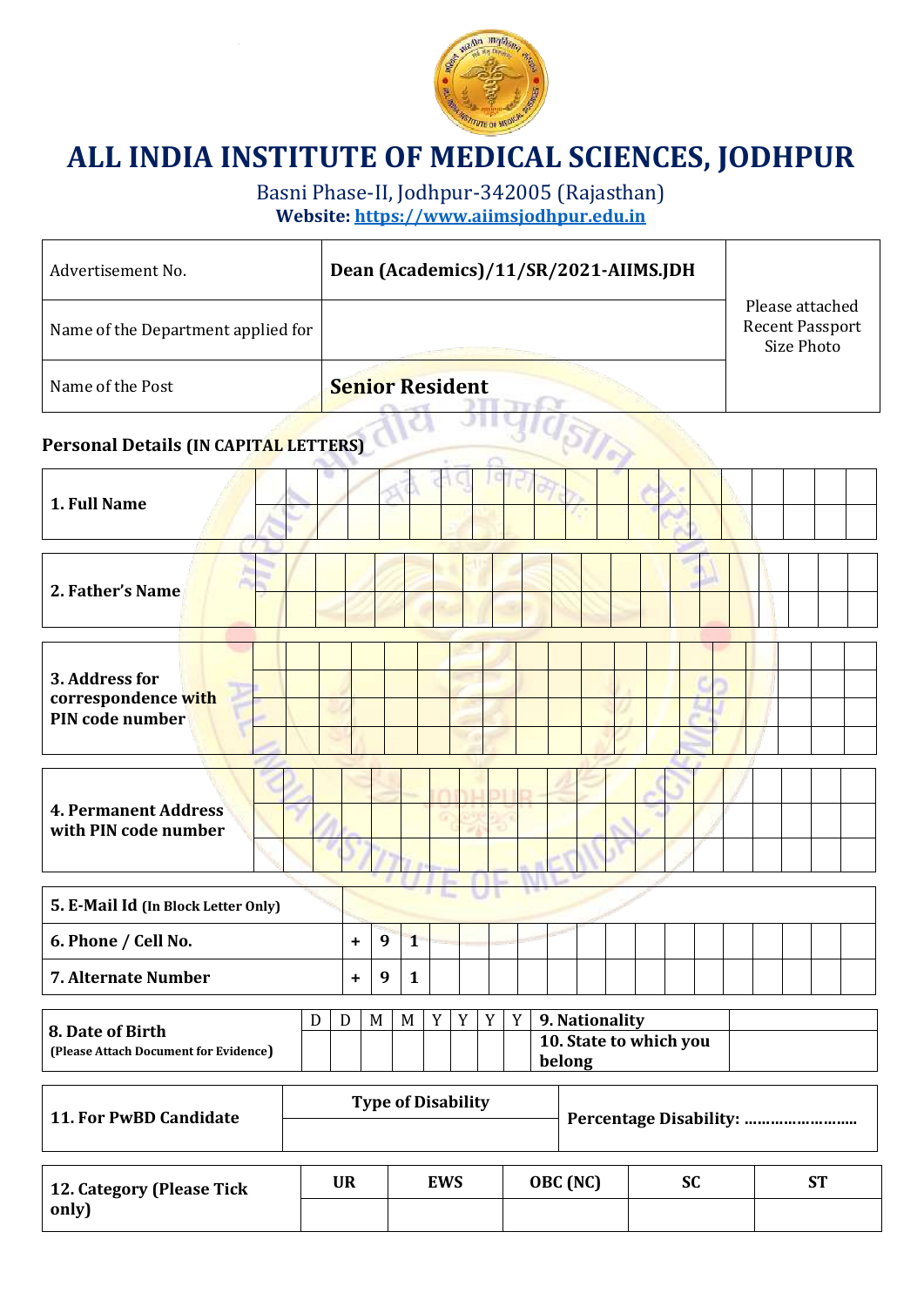# ALL INDIA INSTITUTE OF MEDICAL SCIENCES, JODHPUR

Basni Phase-II, Jodhpur-342005 (Rajasthan)

**Website: https://www.aiimsjodhpur.edu.in**

| | | |
|---|---|---|
| Advertisement No. | **Dean (Academics)/11/SR/2021-AIIMS.JDH** | Please attached Recent Passport Size Photo |
| Name of the Department applied for | | |
| Name of the Post | **Senior Resident** | |

**Personal Details (IN CAPITAL LETTERS)**

| | |
|---|---|
| **1. Full Name** | |
| **2. Father's Name** | |
| **3. Address for correspondence with PIN code number** | |
| **4. Permanent Address with PIN code number** | |
| **5. E-Mail Id (In Block Letter Only)** | |
| **6. Phone / Cell No.** | + 9 1 |
| **7. Alternate Number** | + 9 1 |

| **8. Date of Birth (Please Attach Document for Evidence)** | D | D | M | M | Y | Y | Y | Y | **9. Nationality** | |
|---|---|---|---|---|---|---|---|---|---|---|
| | | | | | | | | | **10. State to which you belong** | |

| **11. For PwBD Candidate** | **Type of Disability** | **Percentage Disability: ……………………** |
|---|---|---|
| | | |

| **12. Category (Please Tick only)** | **UR** | **EWS** | **OBC (NC)** | **SC** | **ST** |
|---|---|---|---|---|---|
| | | | | | |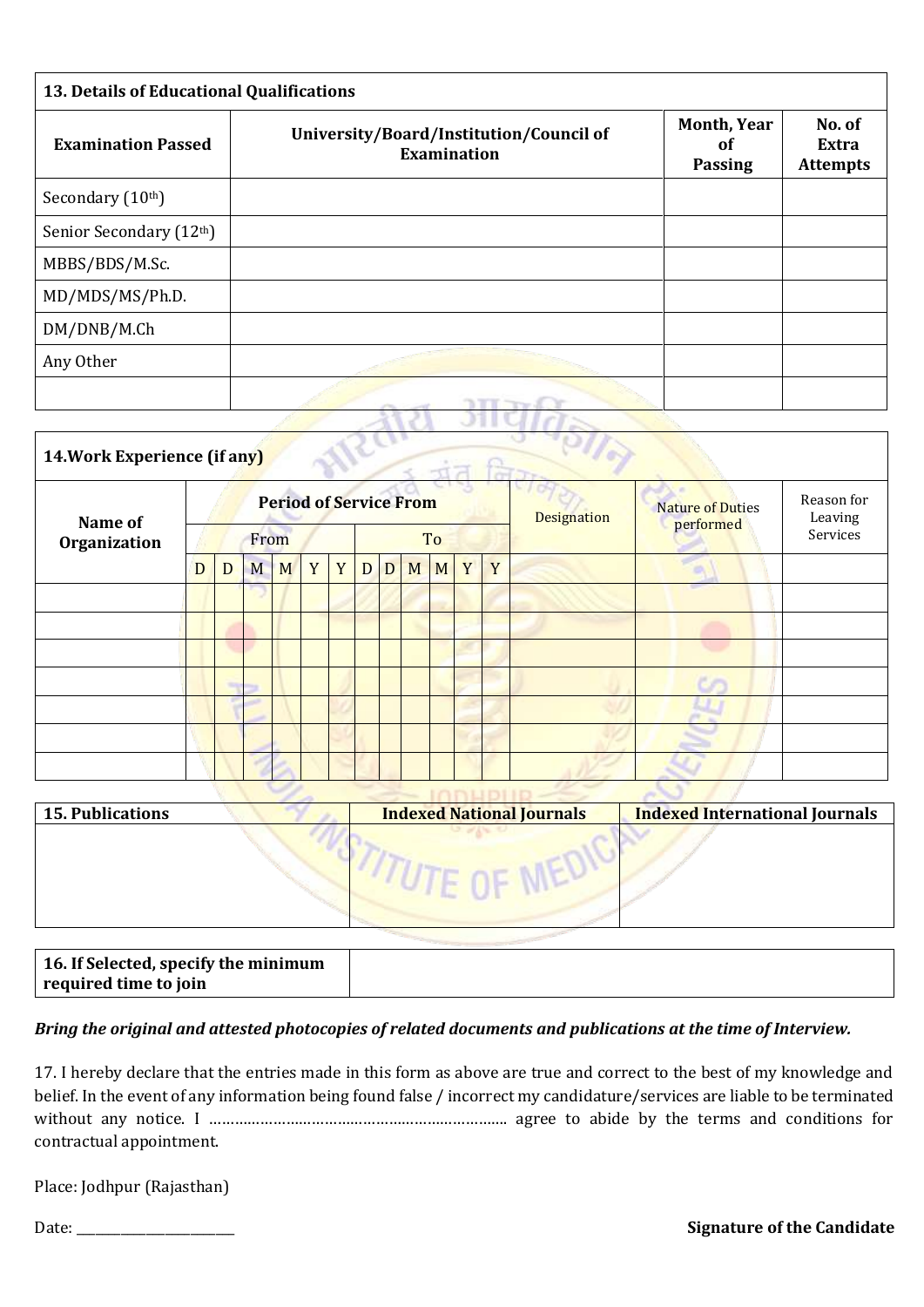| 13. Details of Educational Qualifications | | | |
|---|---|---|---|
| **Examination Passed** | **University/Board/Institution/Council of Examination** | **Month, Year of Passing** | **No. of Extra Attempts** |
| Secondary (10th) | | | |
| Senior Secondary (12th) | | | |
| MBBS/BDS/M.Sc. | | | |
| MD/MDS/MS/Ph.D. | | | |
| DM/DNB/M.Ch | | | |
| Any Other | | | |
| | | | |

| 14.Work Experience (if any) | | | | | | | | | | | | | | | |
|---|---|---|---|---|---|---|---|---|---|---|---|---|---|---|---|
| **Name of Organization** | **Period of Service From** | | | | | | | | | | | | Designation | Nature of Duties performed | Reason for Leaving Services |
| | From | | | | | | To | | | | | | | | |
| | D | D | M | M | Y | Y | D | D | M | M | Y | Y | | | |
| | | | | | | | | | | | | | | | |
| | | | | | | | | | | | | | | | |
| | | | | | | | | | | | | | | | |
| | | | | | | | | | | | | | | | |
| | | | | | | | | | | | | | | | |
| | | | | | | | | | | | | | | | |
| | | | | | | | | | | | | | | | |

| 15. Publications | Indexed National Journals | Indexed International Journals |
|---|---|---|
| | | |

| 16. If Selected, specify the minimum required time to join | |
|---|---|

***Bring the original and attested photocopies of related documents and publications at the time of Interview.***

17. I hereby declare that the entries made in this form as above are true and correct to the best of my knowledge and belief. In the event of any information being found false / incorrect my candidature/services are liable to be terminated without any notice. I ……………………………………………………………. agree to abide by the terms and conditions for contractual appointment.

Place: Jodhpur (Rajasthan)

Date: ______________________

**Signature of the Candidate**